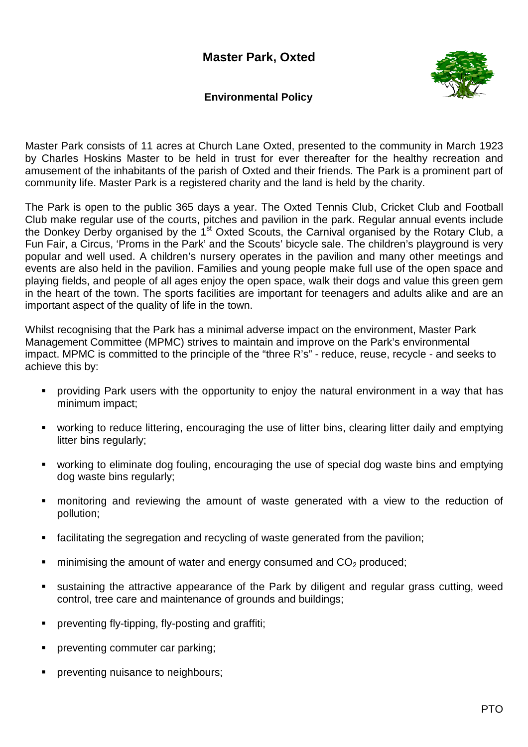# Master Park, Oxted

## Environmental Policy

Master Park consists of 11 acres at Church Lane Oxted, presented to the community in March 1923 by Charles Hoskins Master to be held in trust for ever thereafter for the healthy recreation and amusement of the inhabitants of the parish of Oxted and their friends. The Park is a prominent part of community life. Master Park is a registered charity and the land is held by the charity.

The Park is open to the public 365 days a year. The Oxted Tennis Club, Cricket Club and Football Club make regular use of the courts, pitches and pavilion in the park. Regular annual events include the Donkey Derby organised by the 1st Oxted Scouts, the Carnival organised by the Rotary Club, a Fun Fair, a Circus, 'Proms in the Park' and the Scouts' bicycle sale. The children's playground is very popular and well used. A children's nursery operates in the pavilion and many other meetings and events are also held in the pavilion. Families and young people make full use of the open space and playing fields, and people of all ages enjoy the open space, walk their dogs and value this green gem in the heart of the town. The sports facilities are important for teenagers and adults alike and are an important aspect of the quality of life in the town.

Whilst recognising that the Park has a minimal adverse impact on the environment, Master Park Management Committee (MPMC) strives to maintain and improve on the Park's environmental impact. MPMC is committed to the principle of the "three R's" - reduce, reuse, recycle - and seeks to achieve this by:

- providing Park users with the opportunity to enjoy the natural environment in a way that has minimum impact;
- working to reduce littering, encouraging the use of litter bins, clearing litter daily and emptying litter bins regularly;
- working to eliminate dog fouling, encouraging the use of special dog waste bins and emptying dog waste bins regularly;
- monitoring and reviewing the amount of waste generated with a view to the reduction of pollution;
- facilitating the segregation and recycling of waste generated from the pavilion;
- minimising the amount of water and energy consumed and $CO_2$ produced;
- sustaining the attractive appearance of the Park by diligent and regular grass cutting, weed control, tree care and maintenance of grounds and buildings;
- preventing fly-tipping, fly-posting and graffiti;
- preventing commuter car parking;
- preventing nuisance to neighbours;

PTO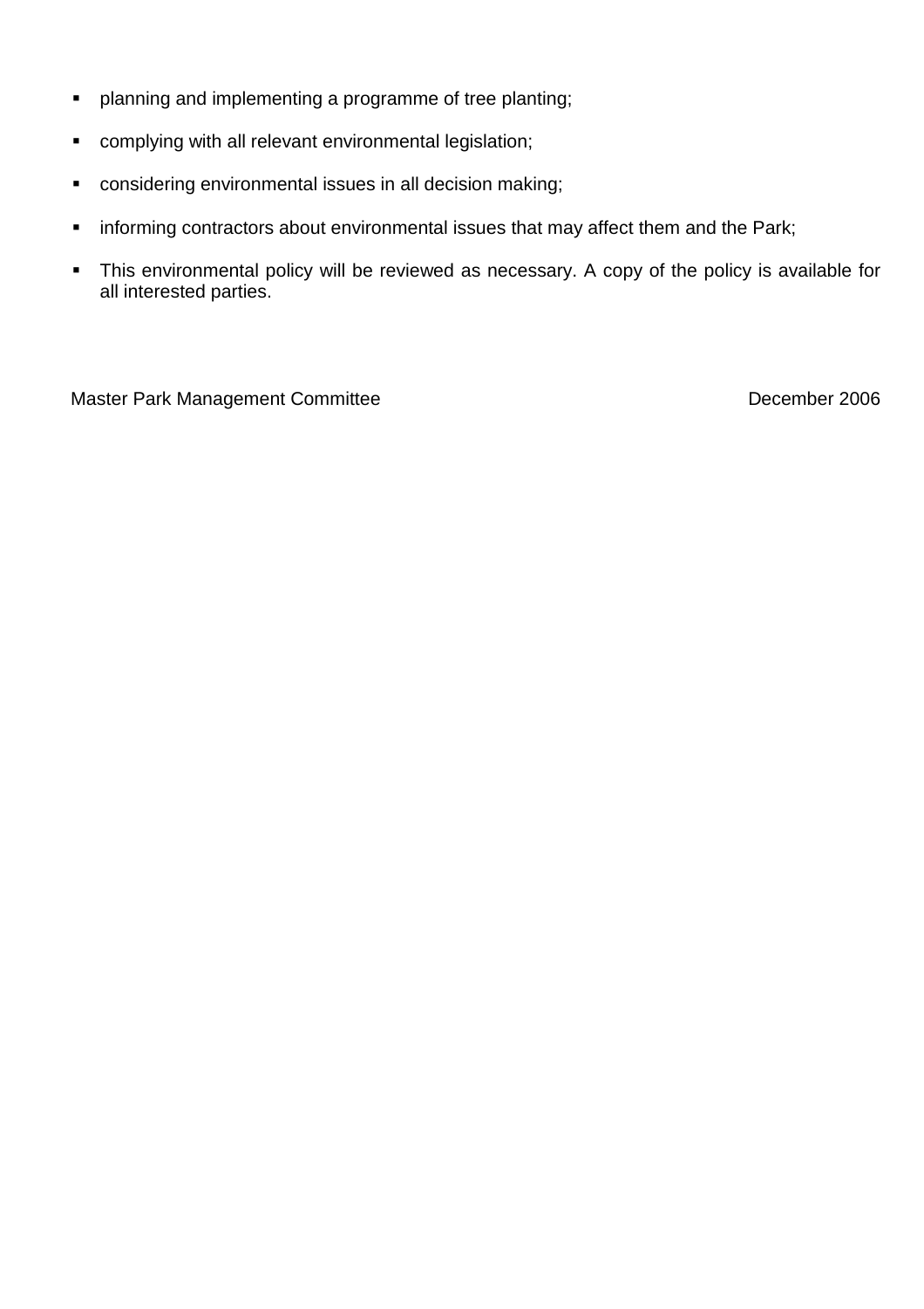- planning and implementing a programme of tree planting;
- complying with all relevant environmental legislation;
- considering environmental issues in all decision making;
- informing contractors about environmental issues that may affect them and the Park;
- This environmental policy will be reviewed as necessary. A copy of the policy is available for all interested parties.

Master Park Management Committee December 2006